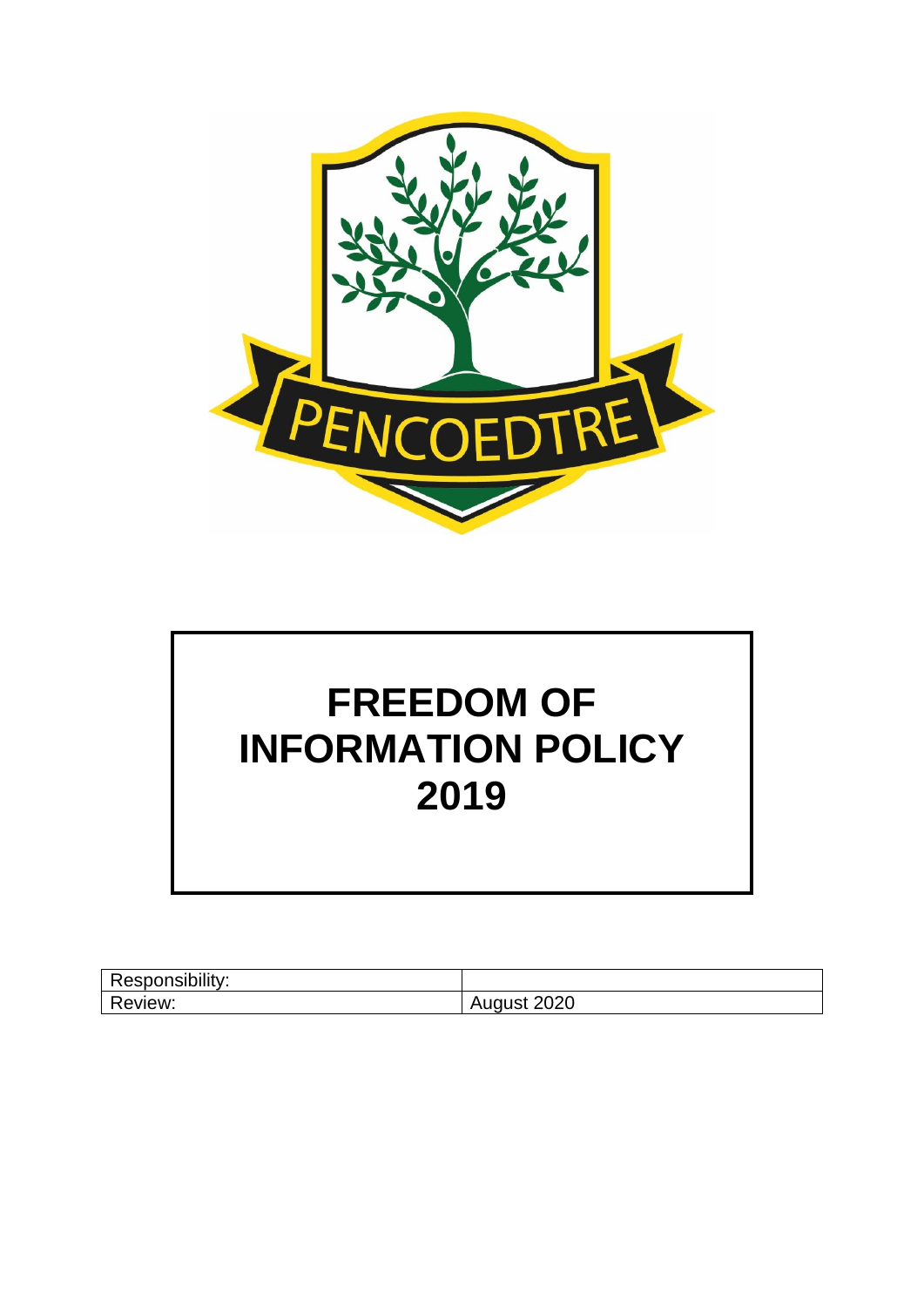PENCOEDTRE

# FREEDOM OF INFORMATION POLICY 2019

| Responsibility: | |
|---|---|
| Review: | August 2020 |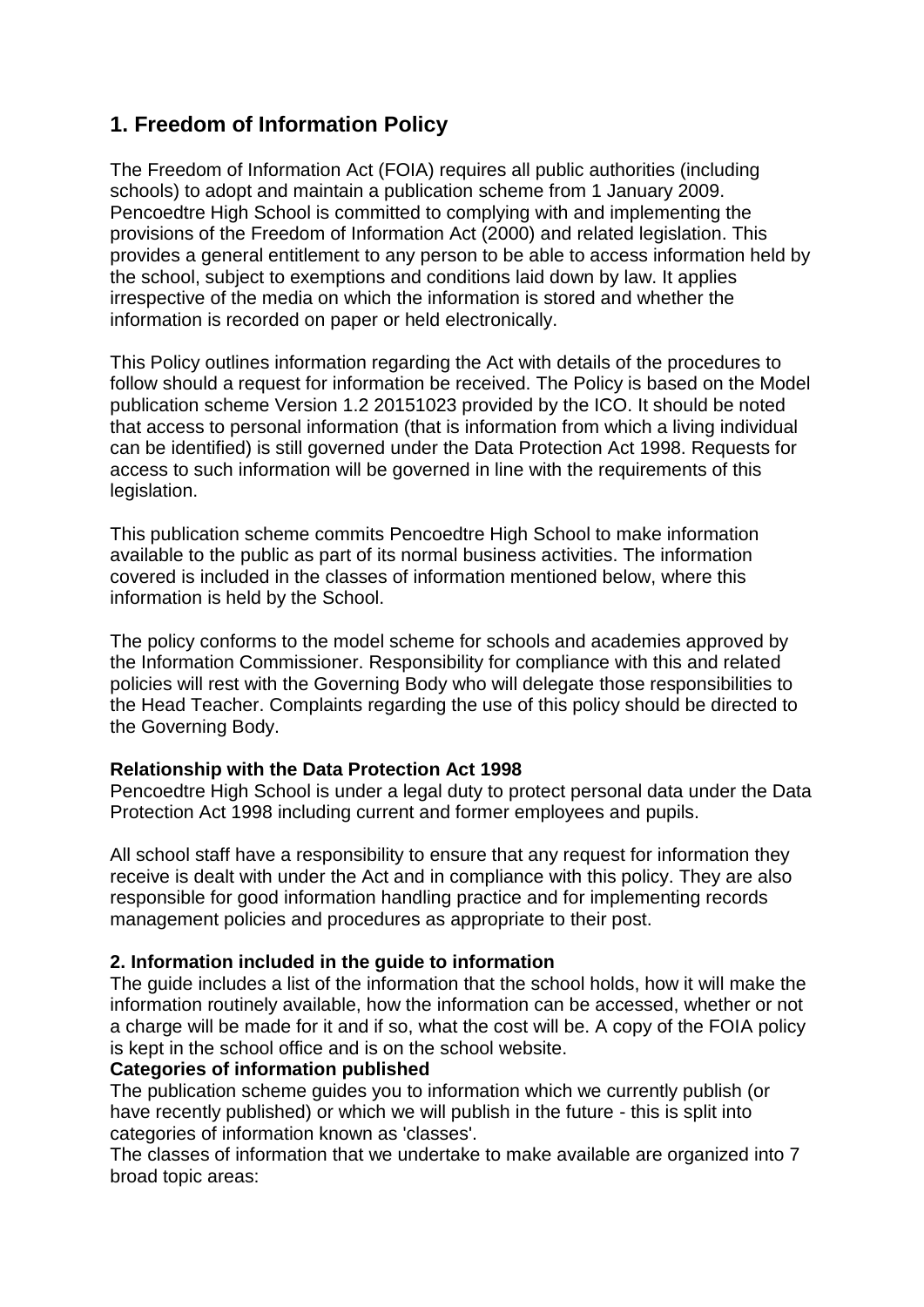## 1. Freedom of Information Policy

The Freedom of Information Act (FOIA) requires all public authorities (including schools) to adopt and maintain a publication scheme from 1 January 2009. Pencoedtre High School is committed to complying with and implementing the provisions of the Freedom of Information Act (2000) and related legislation. This provides a general entitlement to any person to be able to access information held by the school, subject to exemptions and conditions laid down by law. It applies irrespective of the media on which the information is stored and whether the information is recorded on paper or held electronically.

This Policy outlines information regarding the Act with details of the procedures to follow should a request for information be received. The Policy is based on the Model publication scheme Version 1.2 20151023 provided by the ICO. It should be noted that access to personal information (that is information from which a living individual can be identified) is still governed under the Data Protection Act 1998. Requests for access to such information will be governed in line with the requirements of this legislation.

This publication scheme commits Pencoedtre High School to make information available to the public as part of its normal business activities. The information covered is included in the classes of information mentioned below, where this information is held by the School.

The policy conforms to the model scheme for schools and academies approved by the Information Commissioner. Responsibility for compliance with this and related policies will rest with the Governing Body who will delegate those responsibilities to the Head Teacher. Complaints regarding the use of this policy should be directed to the Governing Body.

**Relationship with the Data Protection Act 1998**

Pencoedtre High School is under a legal duty to protect personal data under the Data Protection Act 1998 including current and former employees and pupils.

All school staff have a responsibility to ensure that any request for information they receive is dealt with under the Act and in compliance with this policy. They are also responsible for good information handling practice and for implementing records management policies and procedures as appropriate to their post.

**2. Information included in the guide to information**

The guide includes a list of the information that the school holds, how it will make the information routinely available, how the information can be accessed, whether or not a charge will be made for it and if so, what the cost will be. A copy of the FOIA policy is kept in the school office and is on the school website.

**Categories of information published**

The publication scheme guides you to information which we currently publish (or have recently published) or which we will publish in the future - this is split into categories of information known as 'classes'.

The classes of information that we undertake to make available are organized into 7 broad topic areas: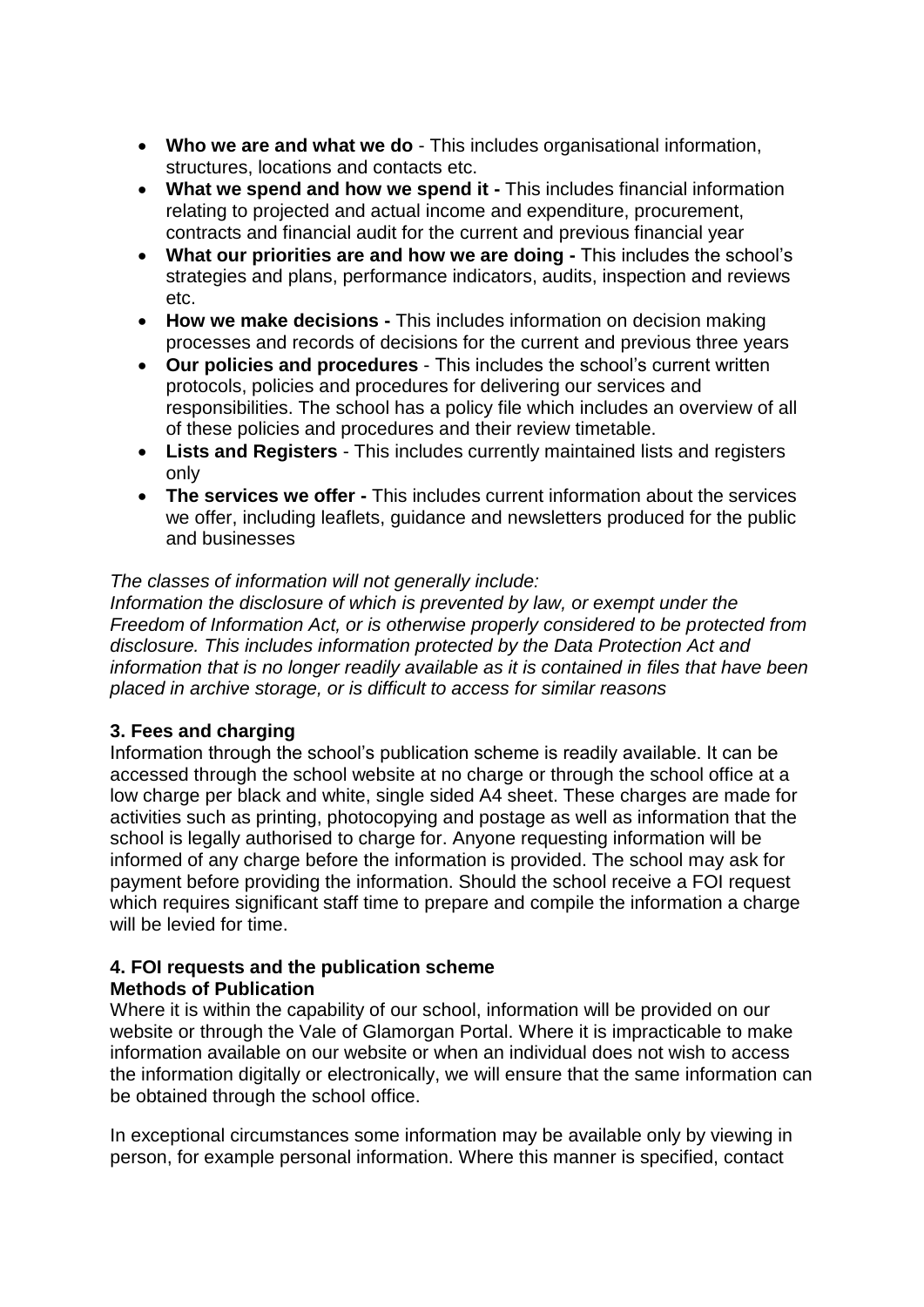- **Who we are and what we do** - This includes organisational information, structures, locations and contacts etc.
- **What we spend and how we spend it -** This includes financial information relating to projected and actual income and expenditure, procurement, contracts and financial audit for the current and previous financial year
- **What our priorities are and how we are doing -** This includes the school's strategies and plans, performance indicators, audits, inspection and reviews etc.
- **How we make decisions -** This includes information on decision making processes and records of decisions for the current and previous three years
- **Our policies and procedures** - This includes the school's current written protocols, policies and procedures for delivering our services and responsibilities. The school has a policy file which includes an overview of all of these policies and procedures and their review timetable.
- **Lists and Registers** - This includes currently maintained lists and registers only
- **The services we offer -** This includes current information about the services we offer, including leaflets, guidance and newsletters produced for the public and businesses

*The classes of information will not generally include:*
*Information the disclosure of which is prevented by law, or exempt under the Freedom of Information Act, or is otherwise properly considered to be protected from disclosure. This includes information protected by the Data Protection Act and information that is no longer readily available as it is contained in files that have been placed in archive storage, or is difficult to access for similar reasons*

### 3. Fees and charging

Information through the school's publication scheme is readily available. It can be accessed through the school website at no charge or through the school office at a low charge per black and white, single sided A4 sheet. These charges are made for activities such as printing, photocopying and postage as well as information that the school is legally authorised to charge for. Anyone requesting information will be informed of any charge before the information is provided. The school may ask for payment before providing the information. Should the school receive a FOI request which requires significant staff time to prepare and compile the information a charge will be levied for time.

### 4. FOI requests and the publication scheme

**Methods of Publication**

Where it is within the capability of our school, information will be provided on our website or through the Vale of Glamorgan Portal. Where it is impracticable to make information available on our website or when an individual does not wish to access the information digitally or electronically, we will ensure that the same information can be obtained through the school office.

In exceptional circumstances some information may be available only by viewing in person, for example personal information. Where this manner is specified, contact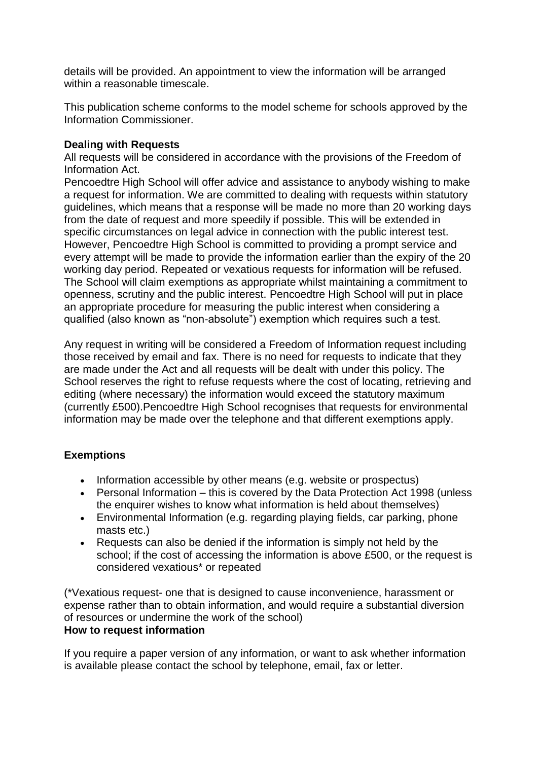details will be provided. An appointment to view the information will be arranged within a reasonable timescale.

This publication scheme conforms to the model scheme for schools approved by the Information Commissioner.

**Dealing with Requests**

All requests will be considered in accordance with the provisions of the Freedom of Information Act.

Pencoedtre High School will offer advice and assistance to anybody wishing to make a request for information. We are committed to dealing with requests within statutory guidelines, which means that a response will be made no more than 20 working days from the date of request and more speedily if possible. This will be extended in specific circumstances on legal advice in connection with the public interest test. However, Pencoedtre High School is committed to providing a prompt service and every attempt will be made to provide the information earlier than the expiry of the 20 working day period. Repeated or vexatious requests for information will be refused. The School will claim exemptions as appropriate whilst maintaining a commitment to openness, scrutiny and the public interest. Pencoedtre High School will put in place an appropriate procedure for measuring the public interest when considering a qualified (also known as "non-absolute") exemption which requires such a test.

Any request in writing will be considered a Freedom of Information request including those received by email and fax. There is no need for requests to indicate that they are made under the Act and all requests will be dealt with under this policy. The School reserves the right to refuse requests where the cost of locating, retrieving and editing (where necessary) the information would exceed the statutory maximum (currently £500).Pencoedtre High School recognises that requests for environmental information may be made over the telephone and that different exemptions apply.

**Exemptions**

- Information accessible by other means (e.g. website or prospectus)
- Personal Information – this is covered by the Data Protection Act 1998 (unless the enquirer wishes to know what information is held about themselves)
- Environmental Information (e.g. regarding playing fields, car parking, phone masts etc.)
- Requests can also be denied if the information is simply not held by the school; if the cost of accessing the information is above £500, or the request is considered vexatious* or repeated

(*Vexatious request- one that is designed to cause inconvenience, harassment or expense rather than to obtain information, and would require a substantial diversion of resources or undermine the work of the school)

**How to request information**

If you require a paper version of any information, or want to ask whether information is available please contact the school by telephone, email, fax or letter.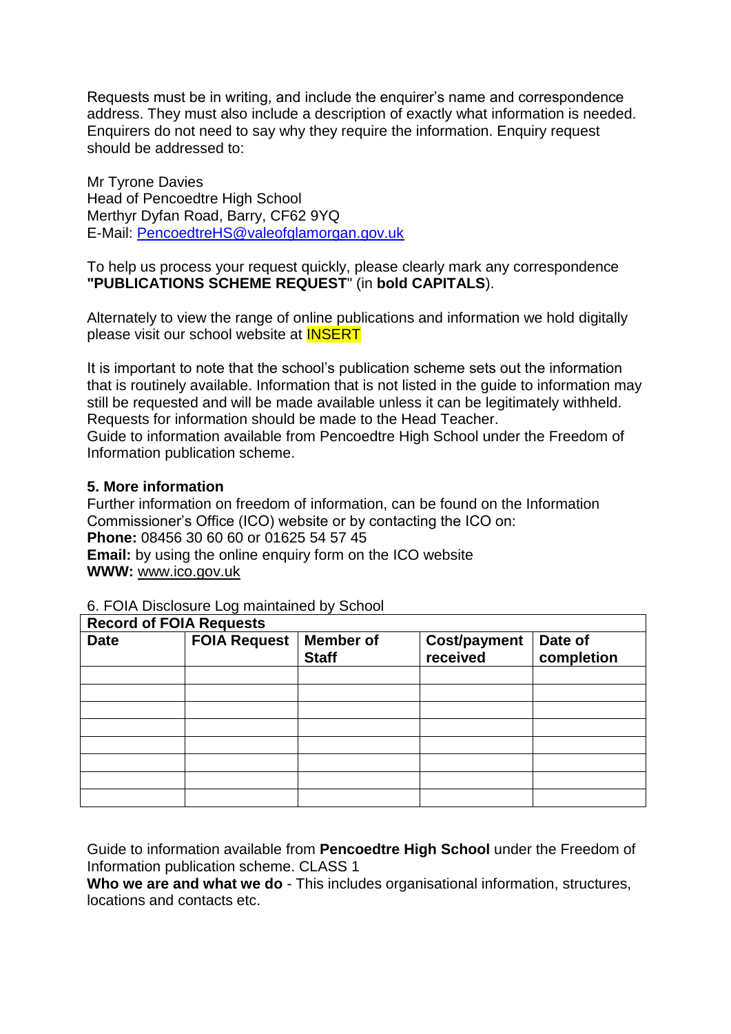Requests must be in writing, and include the enquirer's name and correspondence address. They must also include a description of exactly what information is needed. Enquirers do not need to say why they require the information. Enquiry request should be addressed to:

Mr Tyrone Davies
Head of Pencoedtre High School
Merthyr Dyfan Road, Barry, CF62 9YQ
E-Mail: [PencoedtreHS@valeofglamorgan.gov.uk](mailto:PencoedtreHS@valeofglamorgan.gov.uk)

To help us process your request quickly, please clearly mark any correspondence **"PUBLICATIONS SCHEME REQUEST**" (in **bold CAPITALS**).

Alternately to view the range of online publications and information we hold digitally please visit our school website at INSERT

It is important to note that the school's publication scheme sets out the information that is routinely available. Information that is not listed in the guide to information may still be requested and will be made available unless it can be legitimately withheld. Requests for information should be made to the Head Teacher.
Guide to information available from Pencoedtre High School under the Freedom of Information publication scheme.

### 5. More information

Further information on freedom of information, can be found on the Information Commissioner's Office (ICO) website or by contacting the ICO on:
**Phone:** 08456 30 60 60 or 01625 54 57 45
**Email:** by using the online enquiry form on the ICO website
**WWW:** [www.ico.gov.uk](http://www.ico.gov.uk)

6. FOIA Disclosure Log maintained by School

| **Record of FOIA Requests** | | | | |
|---|---|---|---|---|
| **Date** | **FOIA Request** | **Member of Staff** | **Cost/payment received** | **Date of completion** |
| | | | | |
| | | | | |
| | | | | |
| | | | | |
| | | | | |
| | | | | |
| | | | | |
| | | | | |

Guide to information available from **Pencoedtre High School** under the Freedom of Information publication scheme. CLASS 1
**Who we are and what we do** - This includes organisational information, structures, locations and contacts etc.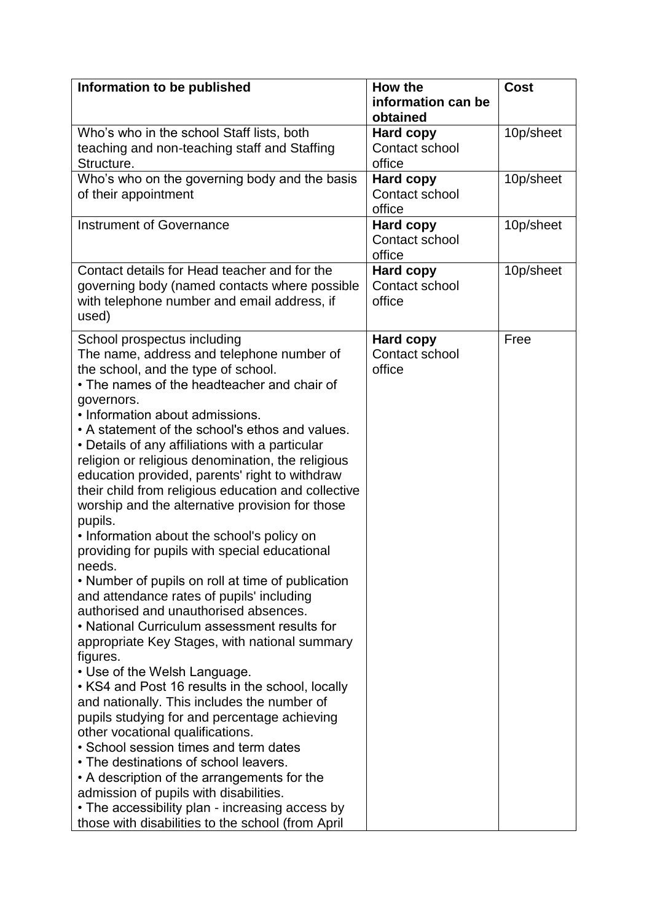| Information to be published | How the information can be obtained | Cost |
|---|---|---|
| Who's who in the school Staff lists, both teaching and non-teaching staff and Staffing Structure. | **Hard copy** Contact school office | 10p/sheet |
| Who's who on the governing body and the basis of their appointment | **Hard copy** Contact school office | 10p/sheet |
| Instrument of Governance | **Hard copy** Contact school office | 10p/sheet |
| Contact details for Head teacher and for the governing body (named contacts where possible with telephone number and email address, if used) | **Hard copy** Contact school office | 10p/sheet |
| School prospectus including The name, address and telephone number of the school, and the type of school. <br>• The names of the headteacher and chair of governors. <br>• Information about admissions. <br>• A statement of the school's ethos and values. <br>• Details of any affiliations with a particular religion or religious denomination, the religious education provided, parents' right to withdraw their child from religious education and collective worship and the alternative provision for those pupils. <br>• Information about the school's policy on providing for pupils with special educational needs. <br>• Number of pupils on roll at time of publication and attendance rates of pupils' including authorised and unauthorised absences. <br>• National Curriculum assessment results for appropriate Key Stages, with national summary figures. <br>• Use of the Welsh Language. <br>• KS4 and Post 16 results in the school, locally and nationally. This includes the number of pupils studying for and percentage achieving other vocational qualifications. <br>• School session times and term dates <br>• The destinations of school leavers. <br>• A description of the arrangements for the admission of pupils with disabilities. <br>• The accessibility plan - increasing access by those with disabilities to the school (from April | **Hard copy** Contact school office | Free |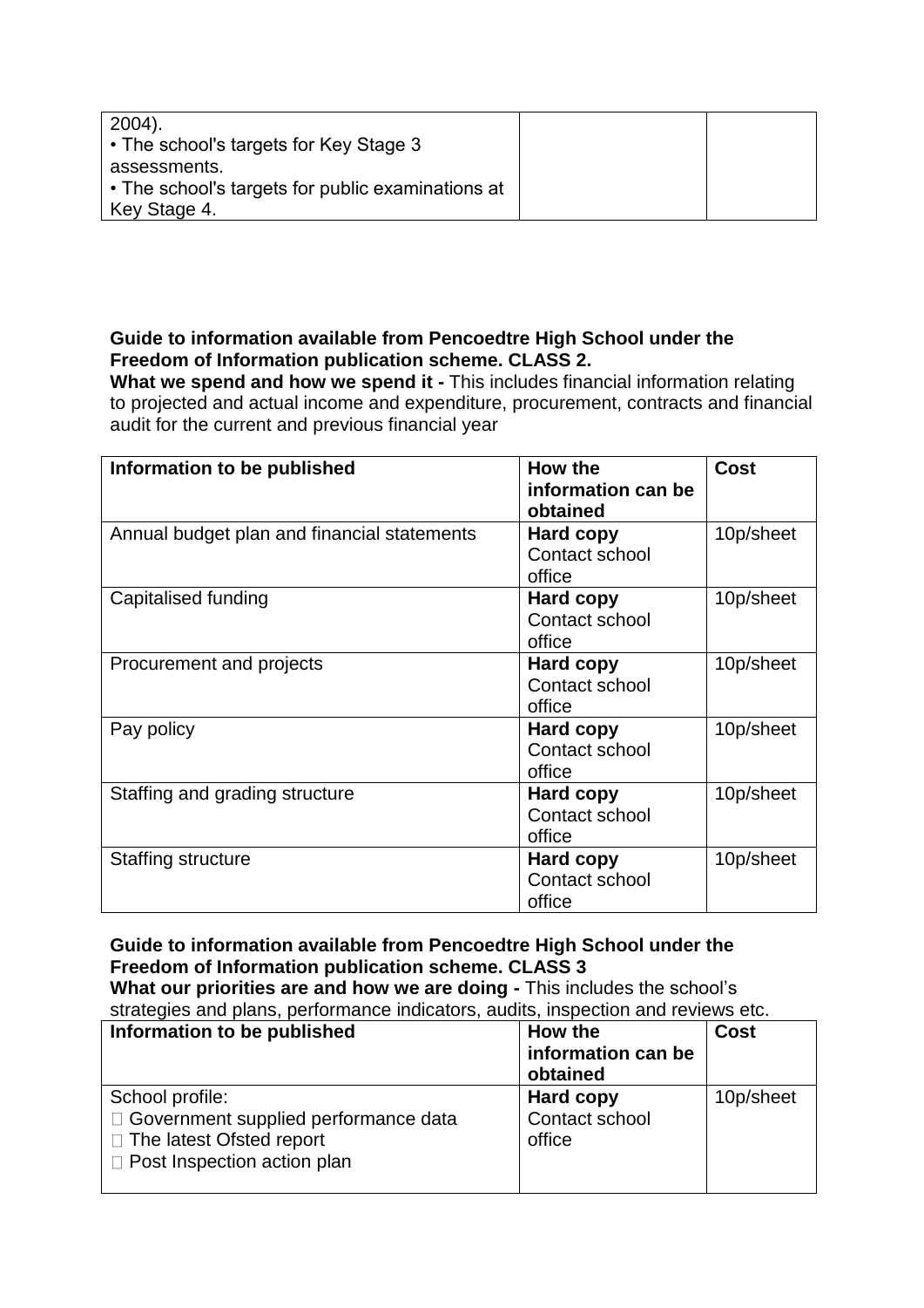| | | |
|---|---|---|
| 2004).<br>• The school's targets for Key Stage 3 assessments.<br>• The school's targets for public examinations at Key Stage 4. | | |

**Guide to information available from Pencoedtre High School under the Freedom of Information publication scheme. CLASS 2.**

**What we spend and how we spend it -** This includes financial information relating to projected and actual income and expenditure, procurement, contracts and financial audit for the current and previous financial year

| Information to be published | How the information can be obtained | Cost |
|---|---|---|
| Annual budget plan and financial statements | **Hard copy** Contact school office | 10p/sheet |
| Capitalised funding | **Hard copy** Contact school office | 10p/sheet |
| Procurement and projects | **Hard copy** Contact school office | 10p/sheet |
| Pay policy | **Hard copy** Contact school office | 10p/sheet |
| Staffing and grading structure | **Hard copy** Contact school office | 10p/sheet |
| Staffing structure | **Hard copy** Contact school office | 10p/sheet |

**Guide to information available from Pencoedtre High School under the Freedom of Information publication scheme. CLASS 3**

**What our priorities are and how we are doing -** This includes the school's strategies and plans, performance indicators, audits, inspection and reviews etc.

| Information to be published | How the information can be obtained | Cost |
|---|---|---|
| School profile:<br>• Government supplied performance data<br>• The latest Ofsted report<br>• Post Inspection action plan | **Hard copy** Contact school office | 10p/sheet |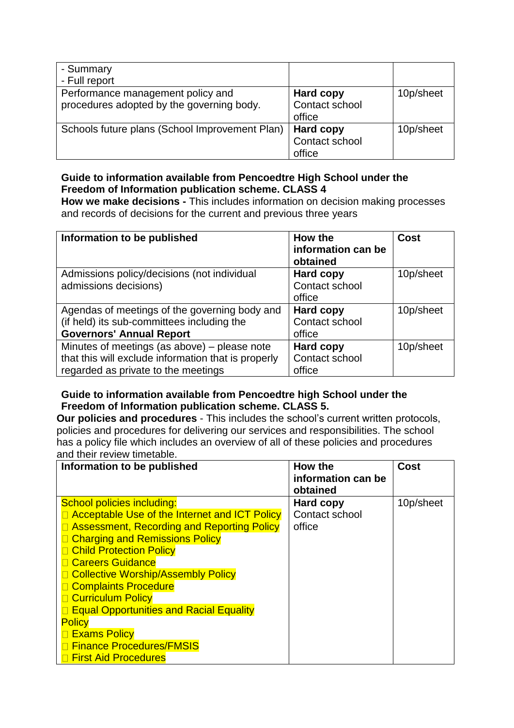| | | |
|---|---|---|
| - Summary<br>- Full report | | |
| Performance management policy and procedures adopted by the governing body. | **Hard copy**<br>Contact school office | 10p/sheet |
| Schools future plans (School Improvement Plan) | **Hard copy**<br>Contact school office | 10p/sheet |

**Guide to information available from Pencoedtre High School under the Freedom of Information publication scheme. CLASS 4**

**How we make decisions -** This includes information on decision making processes and records of decisions for the current and previous three years

| Information to be published | How the information can be obtained | Cost |
|---|---|---|
| Admissions policy/decisions (not individual admissions decisions) | **Hard copy**<br>Contact school office | 10p/sheet |
| Agendas of meetings of the governing body and (if held) its sub-committees including the **Governors' Annual Report** | **Hard copy**<br>Contact school office | 10p/sheet |
| Minutes of meetings (as above) – please note that this will exclude information that is properly regarded as private to the meetings | **Hard copy**<br>Contact school office | 10p/sheet |

**Guide to information available from Pencoedtre high School under the Freedom of Information publication scheme. CLASS 5.**

**Our policies and procedures** - This includes the school's current written protocols, policies and procedures for delivering our services and responsibilities. The school has a policy file which includes an overview of all of these policies and procedures and their review timetable.

| Information to be published | How the information can be obtained | Cost |
|---|---|---|
| School policies including:<br>- Acceptable Use of the Internet and ICT Policy<br>- Assessment, Recording and Reporting Policy<br>- Charging and Remissions Policy<br>- Child Protection Policy<br>- Careers Guidance<br>- Collective Worship/Assembly Policy<br>- Complaints Procedure<br>- Curriculum Policy<br>- Equal Opportunities and Racial Equality Policy<br>- Exams Policy<br>- Finance Procedures/FMSIS<br>- First Aid Procedures | **Hard copy**<br>Contact school office | 10p/sheet |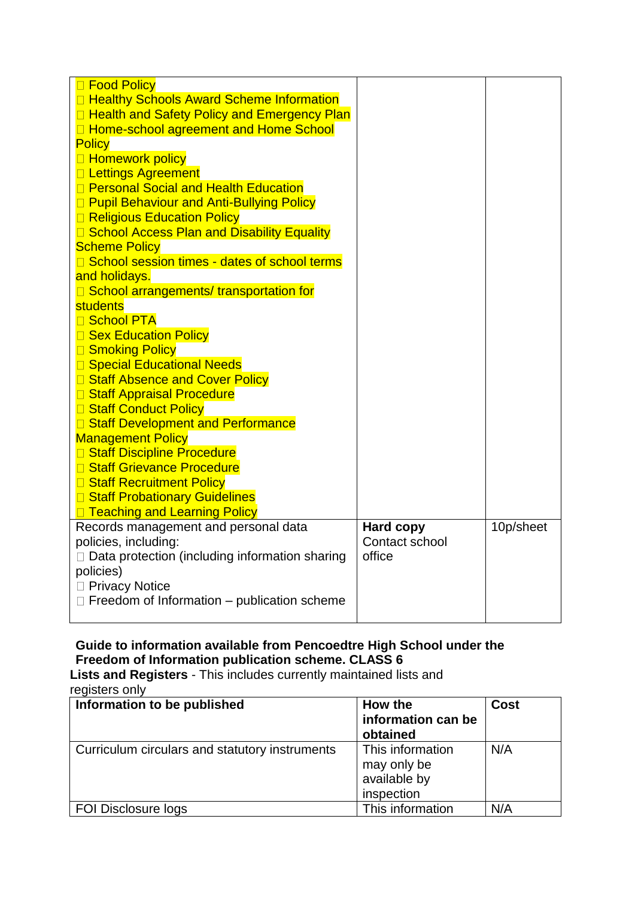| | | |
|---|---|---|
| □ Food Policy<br>□ Healthy Schools Award Scheme Information<br>□ Health and Safety Policy and Emergency Plan<br>□ Home-school agreement and Home School Policy<br>□ Homework policy<br>□ Lettings Agreement<br>□ Personal Social and Health Education<br>□ Pupil Behaviour and Anti-Bullying Policy<br>□ Religious Education Policy<br>□ School Access Plan and Disability Equality Scheme Policy<br>□ School session times - dates of school terms and holidays.<br>□ School arrangements/ transportation for students<br>□ School PTA<br>□ Sex Education Policy<br>□ Smoking Policy<br>□ Special Educational Needs<br>□ Staff Absence and Cover Policy<br>□ Staff Appraisal Procedure<br>□ Staff Conduct Policy<br>□ Staff Development and Performance Management Policy<br>□ Staff Discipline Procedure<br>□ Staff Grievance Procedure<br>□ Staff Recruitment Policy<br>□ Staff Probationary Guidelines<br>□ Teaching and Learning Policy | | |
| Records management and personal data policies, including:<br>□ Data protection (including information sharing policies)<br>□ Privacy Notice<br>□ Freedom of Information – publication scheme | **Hard copy**<br>Contact school office | 10p/sheet |

**Guide to information available from Pencoedtre High School under the Freedom of Information publication scheme. CLASS 6**

**Lists and Registers** - This includes currently maintained lists and registers only

| Information to be published | How the information can be obtained | Cost |
|---|---|---|
| Curriculum circulars and statutory instruments | This information may only be available by inspection | N/A |
| FOI Disclosure logs | This information | N/A |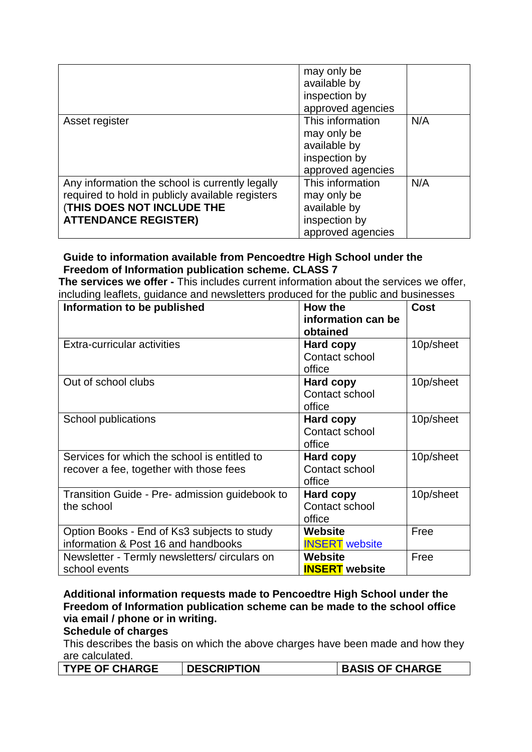| | | |
|---|---|---|
| | may only be available by inspection by approved agencies | |
| Asset register | This information may only be available by inspection by approved agencies | N/A |
| Any information the school is currently legally required to hold in publicly available registers (**THIS DOES NOT INCLUDE THE ATTENDANCE REGISTER)** | This information may only be available by inspection by approved agencies | N/A |

**Guide to information available from Pencoedtre High School under the Freedom of Information publication scheme. CLASS 7**

**The services we offer -** This includes current information about the services we offer, including leaflets, guidance and newsletters produced for the public and businesses

| Information to be published | How the information can be obtained | Cost |
|---|---|---|
| Extra-curricular activities | **Hard copy** Contact school office | 10p/sheet |
| Out of school clubs | **Hard copy** Contact school office | 10p/sheet |
| School publications | **Hard copy** Contact school office | 10p/sheet |
| Services for which the school is entitled to recover a fee, together with those fees | **Hard copy** Contact school office | 10p/sheet |
| Transition Guide - Pre- admission guidebook to the school | **Hard copy** Contact school office | 10p/sheet |
| Option Books - End of Ks3 subjects to study information & Post 16 and handbooks | **Website** INSERT website | Free |
| Newsletter - Termly newsletters/ circulars on school events | **Website** **INSERT website** | Free |

**Additional information requests made to Pencoedtre High School under the Freedom of Information publication scheme can be made to the school office via email / phone or in writing.**

**Schedule of charges**

This describes the basis on which the above charges have been made and how they are calculated.

| TYPE OF CHARGE | DESCRIPTION | BASIS OF CHARGE |
|---|---|---|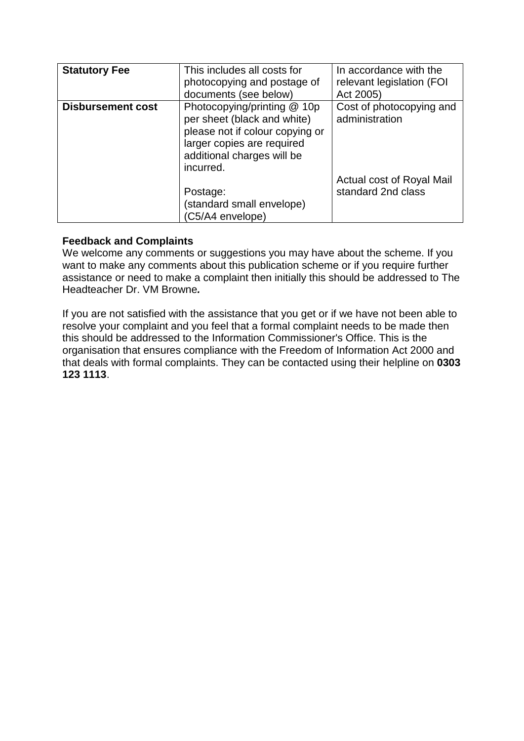| | | |
|---|---|---|
| **Statutory Fee** | This includes all costs for photocopying and postage of documents (see below) | In accordance with the relevant legislation (FOI Act 2005) |
| **Disbursement cost** | Photocopying/printing @ 10p per sheet (black and white) please not if colour copying or larger copies are required additional charges will be incurred.<br><br>Postage:<br>(standard small envelope)<br>(C5/A4 envelope) | Cost of photocopying and administration<br><br>Actual cost of Royal Mail standard 2nd class |

**Feedback and Complaints**

We welcome any comments or suggestions you may have about the scheme. If you want to make any comments about this publication scheme or if you require further assistance or need to make a complaint then initially this should be addressed to The Headteacher Dr. VM Browne***.***

If you are not satisfied with the assistance that you get or if we have not been able to resolve your complaint and you feel that a formal complaint needs to be made then this should be addressed to the Information Commissioner's Office. This is the organisation that ensures compliance with the Freedom of Information Act 2000 and that deals with formal complaints. They can be contacted using their helpline on **0303 123 1113**.